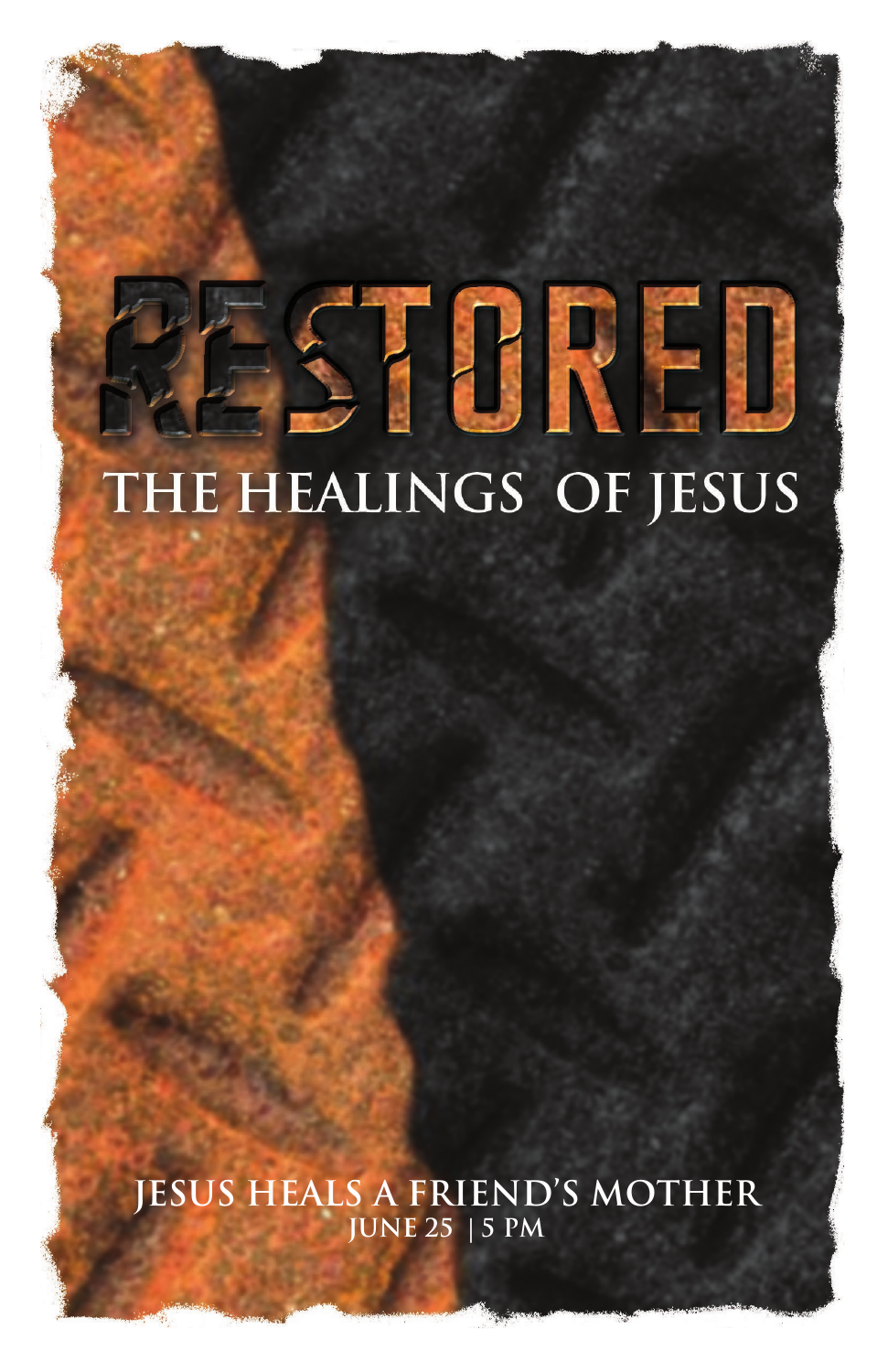# RESTORED

## THE HEALINGS OF JESUS

JESUS HEALS A FRIEND'S MOTHER

JUNE 25 | 5 PM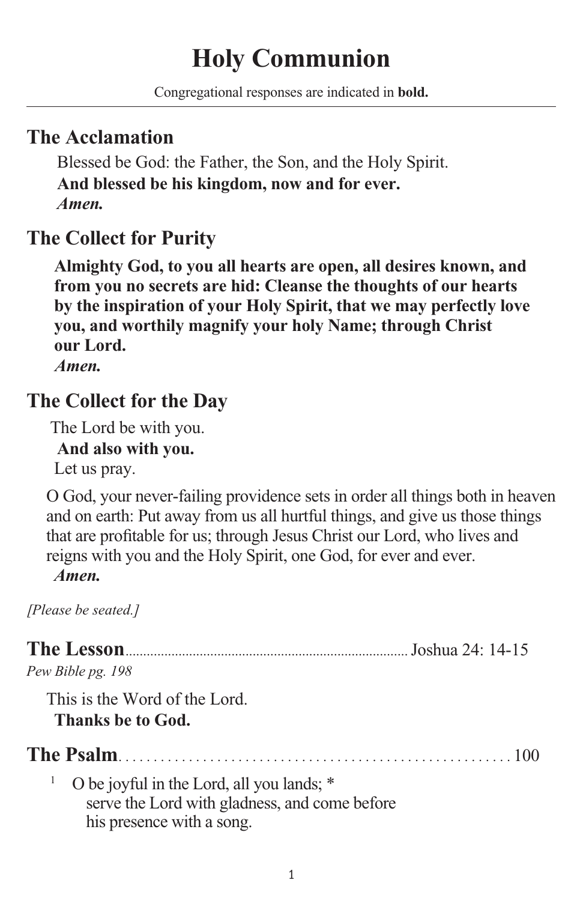# Holy Communion

Congregational responses are indicated in **bold.**

---

## The Acclamation

Blessed be God: the Father, the Son, and the Holy Spirit.
**And blessed be his kingdom, now and for ever.**
***Amen.***

## The Collect for Purity

**Almighty God, to you all hearts are open, all desires known, and from you no secrets are hid: Cleanse the thoughts of our hearts by the inspiration of your Holy Spirit, that we may perfectly love you, and worthily magnify your holy Name; through Christ our Lord.**
***Amen.***

## The Collect for the Day

The Lord be with you.
**And also with you.**
Let us pray.

O God, your never-failing providence sets in order all things both in heaven and on earth: Put away from us all hurtful things, and give us those things that are profitable for us; through Jesus Christ our Lord, who lives and reigns with you and the Holy Spirit, one God, for ever and ever.
***Amen.***

*[Please be seated.]*

## The Lesson ........ Joshua 24: 14-15

*Pew Bible pg. 198*

This is the Word of the Lord.
**Thanks be to God.**

## The Psalm ........ 100

1 O be joyful in the Lord, all you lands; *
serve the Lord with gladness, and come before his presence with a song.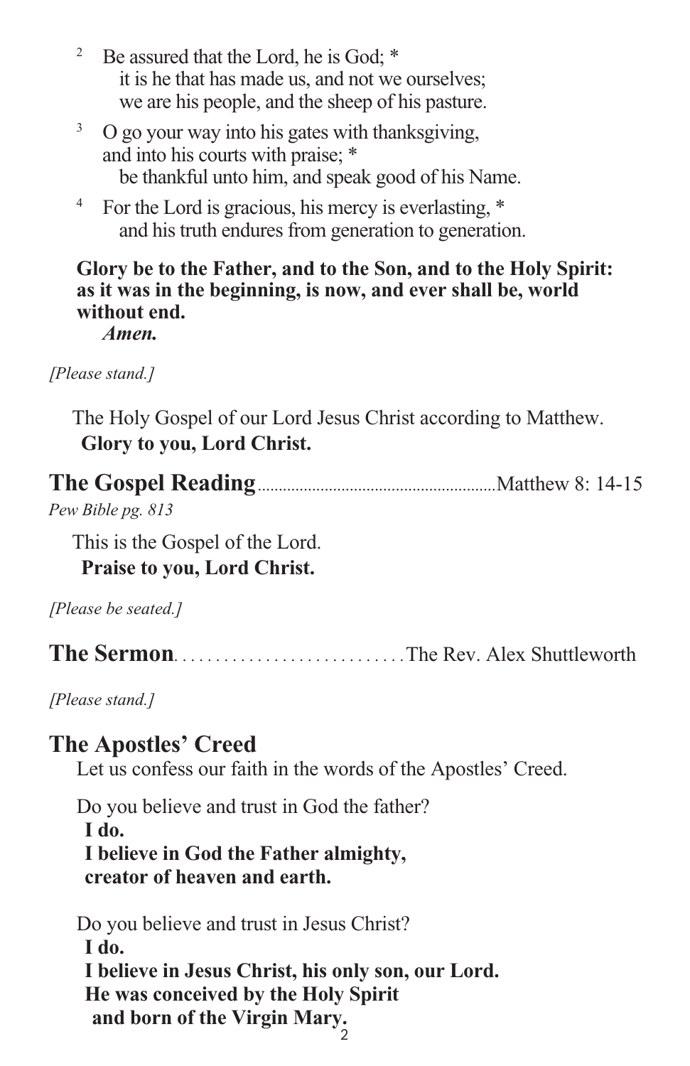2 Be assured that the Lord, he is God; *
it is he that has made us, and not we ourselves;
we are his people, and the sheep of his pasture.

3 O go your way into his gates with thanksgiving,
and into his courts with praise; *
be thankful unto him, and speak good of his Name.

4 For the Lord is gracious, his mercy is everlasting, *
and his truth endures from generation to generation.

**Glory be to the Father, and to the Son, and to the Holy Spirit: as it was in the beginning, is now, and ever shall be, world without end.**
***Amen.***

*[Please stand.]*

The Holy Gospel of our Lord Jesus Christ according to Matthew.
**Glory to you, Lord Christ.**

## The Gospel Reading........................................................Matthew 8: 14-15

*Pew Bible pg. 813*

This is the Gospel of the Lord.
**Praise to you, Lord Christ.**

*[Please be seated.]*

## The Sermon............................The Rev. Alex Shuttleworth

*[Please stand.]*

## The Apostles' Creed

Let us confess our faith in the words of the Apostles' Creed.

Do you believe and trust in God the father?
**I do.**
**I believe in God the Father almighty,**
**creator of heaven and earth.**

Do you believe and trust in Jesus Christ?
**I do.**
**I believe in Jesus Christ, his only son, our Lord.**
**He was conceived by the Holy Spirit**
**and born of the Virgin Mary.**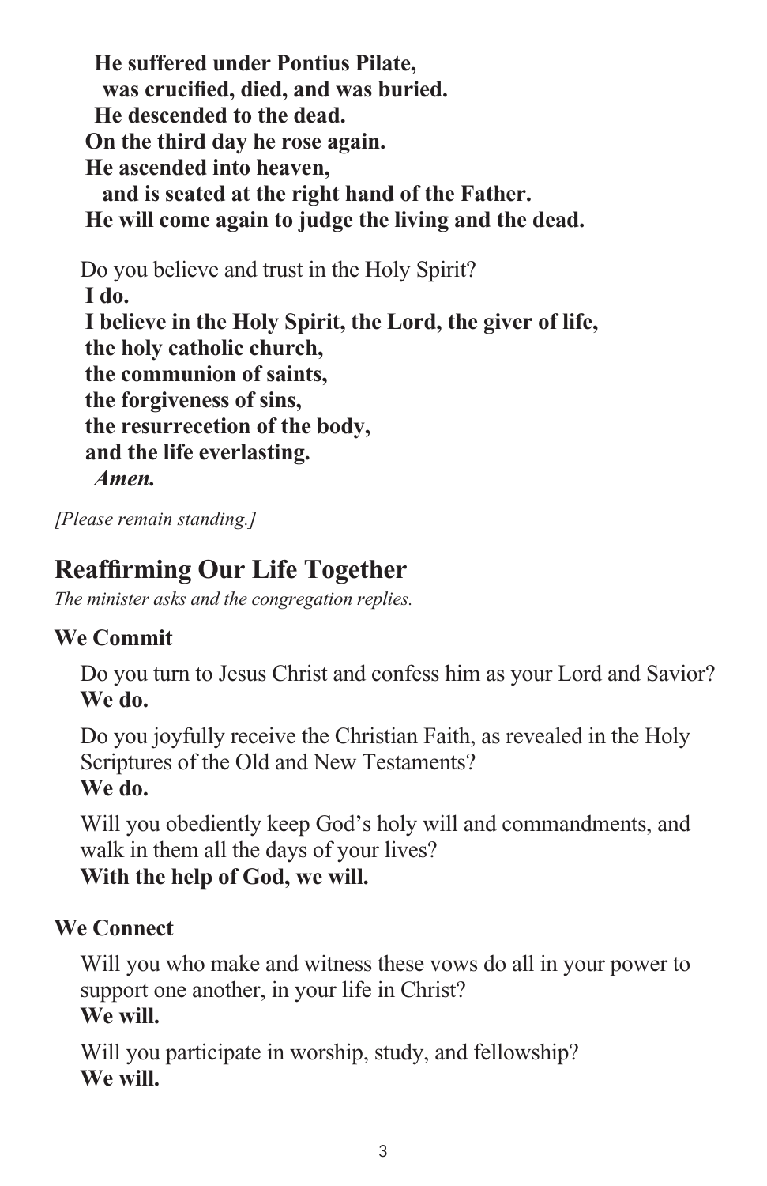**He suffered under Pontius Pilate,**
**was crucified, died, and was buried.**
**He descended to the dead.**
**On the third day he rose again.**
**He ascended into heaven,**
**and is seated at the right hand of the Father.**
**He will come again to judge the living and the dead.**

Do you believe and trust in the Holy Spirit?
**I do.**
**I believe in the Holy Spirit, the Lord, the giver of life,**
**the holy catholic church,**
**the communion of saints,**
**the forgiveness of sins,**
**the resurrecetion of the body,**
**and the life everlasting.**
***Amen.***

*[Please remain standing.]*

## Reaffirming Our Life Together

*The minister asks and the congregation replies.*

### We Commit

Do you turn to Jesus Christ and confess him as your Lord and Savior?
**We do.**

Do you joyfully receive the Christian Faith, as revealed in the Holy Scriptures of the Old and New Testaments?
**We do.**

Will you obediently keep God's holy will and commandments, and walk in them all the days of your lives?
**With the help of God, we will.**

### We Connect

Will you who make and witness these vows do all in your power to support one another, in your life in Christ?
**We will.**

Will you participate in worship, study, and fellowship?
**We will.**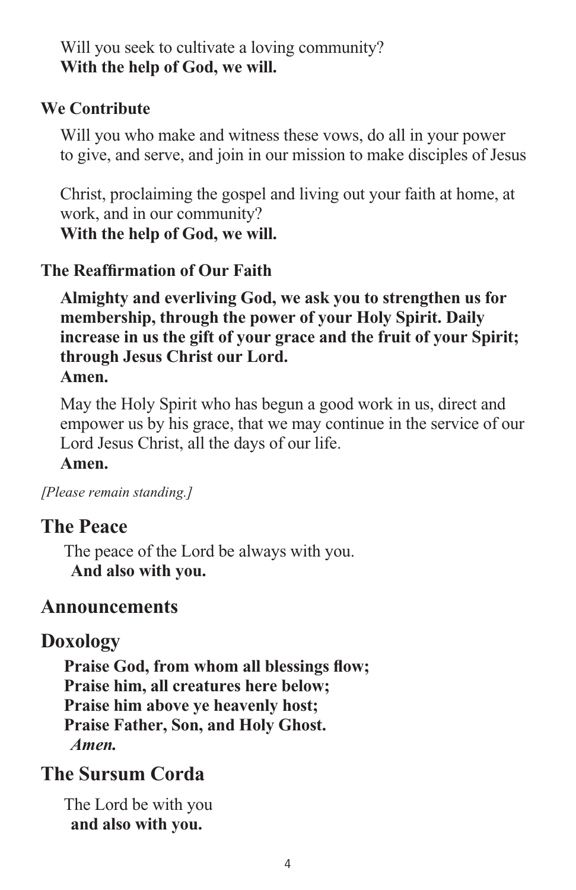Will you seek to cultivate a loving community?
**With the help of God, we will.**

### We Contribute

Will you who make and witness these vows, do all in your power to give, and serve, and join in our mission to make disciples of Jesus

Christ, proclaiming the gospel and living out your faith at home, at work, and in our community?
**With the help of God, we will.**

### The Reaffirmation of Our Faith

**Almighty and everliving God, we ask you to strengthen us for membership, through the power of your Holy Spirit. Daily increase in us the gift of your grace and the fruit of your Spirit; through Jesus Christ our Lord.**
**Amen.**

May the Holy Spirit who has begun a good work in us, direct and empower us by his grace, that we may continue in the service of our Lord Jesus Christ, all the days of our life.
**Amen.**

*[Please remain standing.]*

## The Peace

The peace of the Lord be always with you.
**And also with you.**

## Announcements

## Doxology

**Praise God, from whom all blessings flow;**
**Praise him, all creatures here below;**
**Praise him above ye heavenly host;**
**Praise Father, Son, and Holy Ghost.**
***Amen.***

## The Sursum Corda

The Lord be with you
**and also with you.**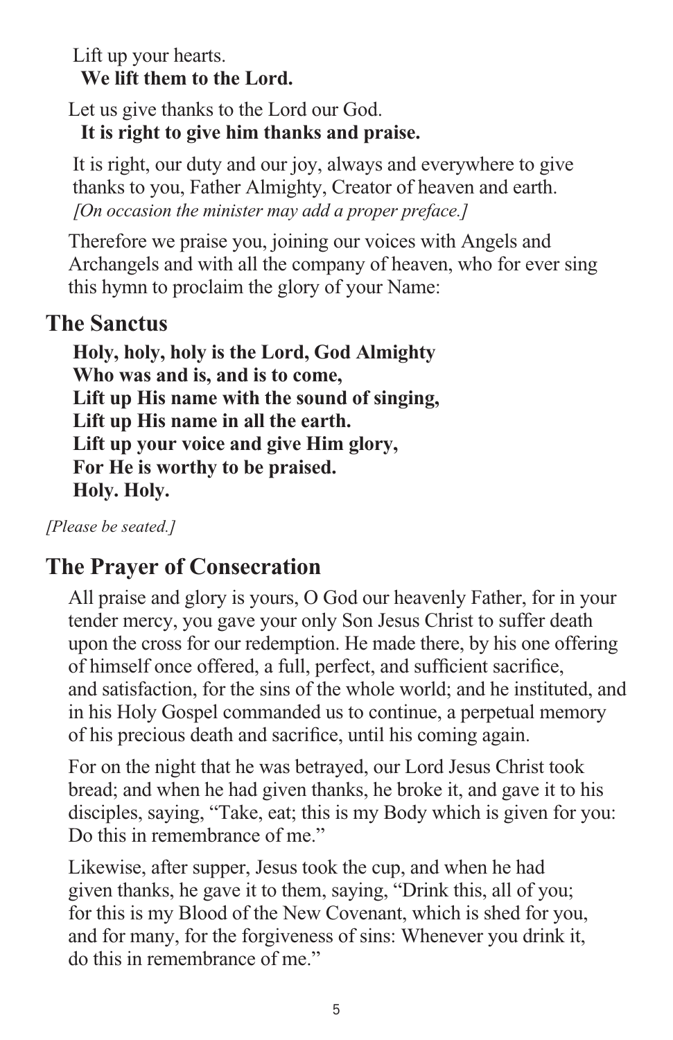Lift up your hearts.
**We lift them to the Lord.**

Let us give thanks to the Lord our God.
**It is right to give him thanks and praise.**

It is right, our duty and our joy, always and everywhere to give thanks to you, Father Almighty, Creator of heaven and earth.
*[On occasion the minister may add a proper preface.]*

Therefore we praise you, joining our voices with Angels and Archangels and with all the company of heaven, who for ever sing this hymn to proclaim the glory of your Name:

## The Sanctus

**Holy, holy, holy is the Lord, God Almighty**
**Who was and is, and is to come,**
**Lift up His name with the sound of singing,**
**Lift up His name in all the earth.**
**Lift up your voice and give Him glory,**
**For He is worthy to be praised.**
**Holy. Holy.**

*[Please be seated.]*

## The Prayer of Consecration

All praise and glory is yours, O God our heavenly Father, for in your tender mercy, you gave your only Son Jesus Christ to suffer death upon the cross for our redemption. He made there, by his one offering of himself once offered, a full, perfect, and sufficient sacrifice, and satisfaction, for the sins of the whole world; and he instituted, and in his Holy Gospel commanded us to continue, a perpetual memory of his precious death and sacrifice, until his coming again.

For on the night that he was betrayed, our Lord Jesus Christ took bread; and when he had given thanks, he broke it, and gave it to his disciples, saying, "Take, eat; this is my Body which is given for you: Do this in remembrance of me."

Likewise, after supper, Jesus took the cup, and when he had given thanks, he gave it to them, saying, "Drink this, all of you; for this is my Blood of the New Covenant, which is shed for you, and for many, for the forgiveness of sins: Whenever you drink it, do this in remembrance of me."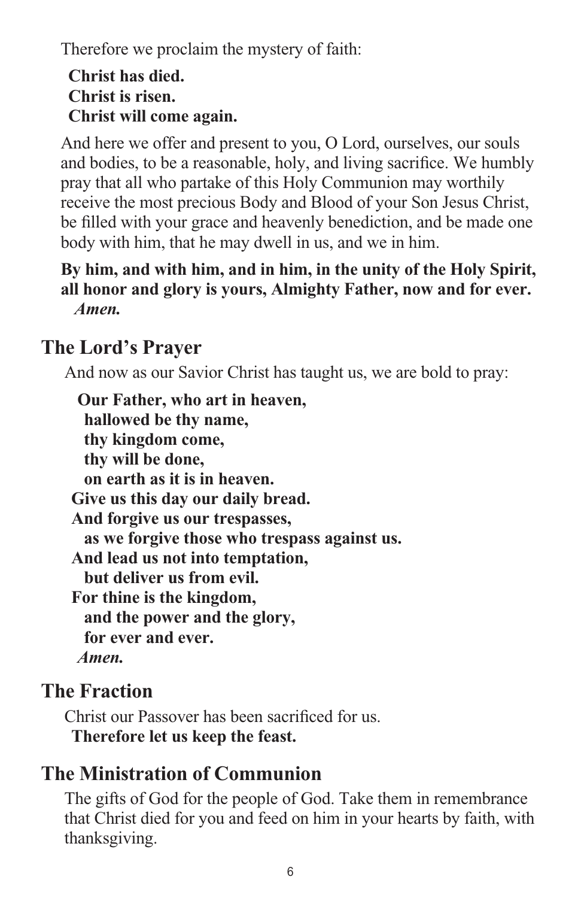Therefore we proclaim the mystery of faith:

**Christ has died.**
**Christ is risen.**
**Christ will come again.**

And here we offer and present to you, O Lord, ourselves, our souls and bodies, to be a reasonable, holy, and living sacrifice. We humbly pray that all who partake of this Holy Communion may worthily receive the most precious Body and Blood of your Son Jesus Christ, be filled with your grace and heavenly benediction, and be made one body with him, that he may dwell in us, and we in him.

**By him, and with him, and in him, in the unity of the Holy Spirit, all honor and glory is yours, Almighty Father, now and for ever.**
***Amen.***

## The Lord's Prayer

And now as our Savior Christ has taught us, we are bold to pray:

**Our Father, who art in heaven,**
**hallowed be thy name,**
**thy kingdom come,**
**thy will be done,**
**on earth as it is in heaven.**
**Give us this day our daily bread.**
**And forgive us our trespasses,**
**as we forgive those who trespass against us.**
**And lead us not into temptation,**
**but deliver us from evil.**
**For thine is the kingdom,**
**and the power and the glory,**
**for ever and ever.**
***Amen.***

## The Fraction

Christ our Passover has been sacrificed for us.
**Therefore let us keep the feast.**

## The Ministration of Communion

The gifts of God for the people of God. Take them in remembrance that Christ died for you and feed on him in your hearts by faith, with thanksgiving.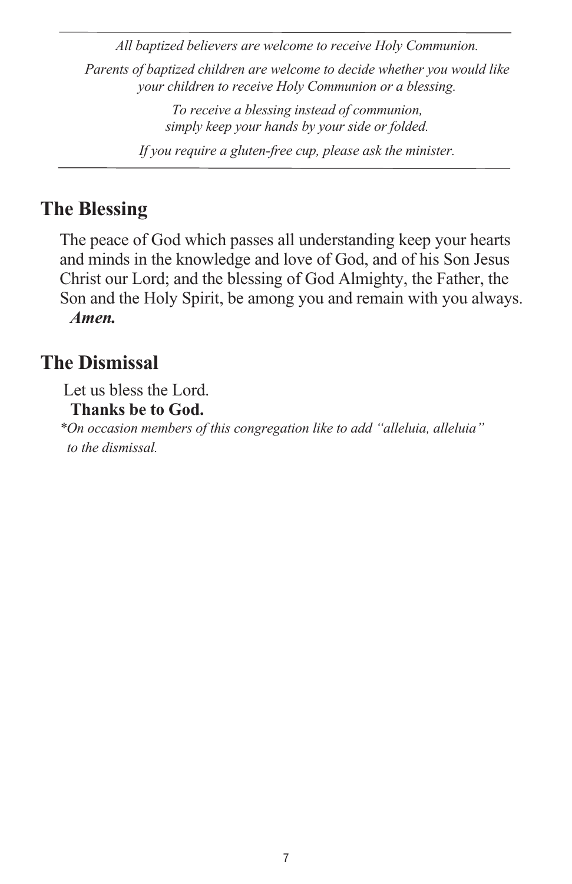---

*All baptized believers are welcome to receive Holy Communion.*

*Parents of baptized children are welcome to decide whether you would like your children to receive Holy Communion or a blessing.*

*To receive a blessing instead of communion, simply keep your hands by your side or folded.*

*If you require a gluten-free cup, please ask the minister.*

---

## The Blessing

The peace of God which passes all understanding keep your hearts and minds in the knowledge and love of God, and of his Son Jesus Christ our Lord; and the blessing of God Almighty, the Father, the Son and the Holy Spirit, be among you and remain with you always.
***Amen.***

## The Dismissal

Let us bless the Lord.
**Thanks be to God.**

*\*On occasion members of this congregation like to add "alleluia, alleluia" to the dismissal.*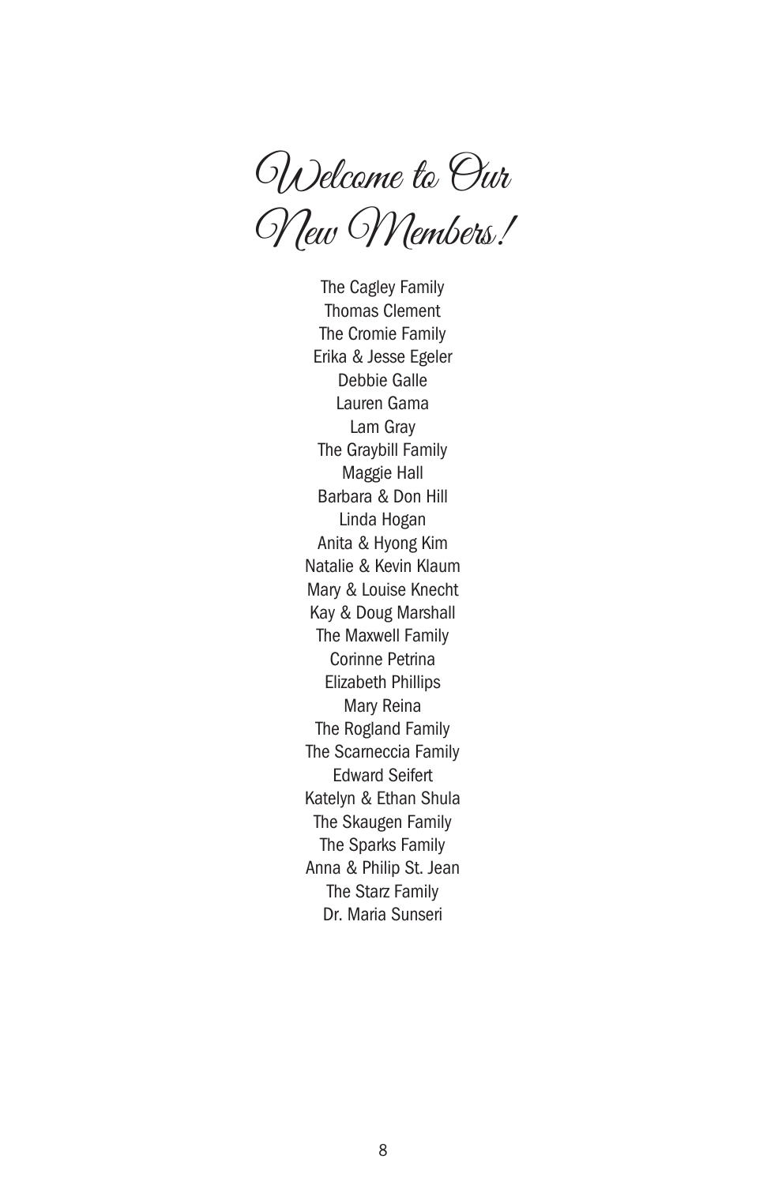# Welcome to Our New Members!

The Cagley Family
Thomas Clement
The Cromie Family
Erika & Jesse Egeler
Debbie Galle
Lauren Gama
Lam Gray
The Graybill Family
Maggie Hall
Barbara & Don Hill
Linda Hogan
Anita & Hyong Kim
Natalie & Kevin Klaum
Mary & Louise Knecht
Kay & Doug Marshall
The Maxwell Family
Corinne Petrina
Elizabeth Phillips
Mary Reina
The Rogland Family
The Scarneccia Family
Edward Seifert
Katelyn & Ethan Shula
The Skaugen Family
The Sparks Family
Anna & Philip St. Jean
The Starz Family
Dr. Maria Sunseri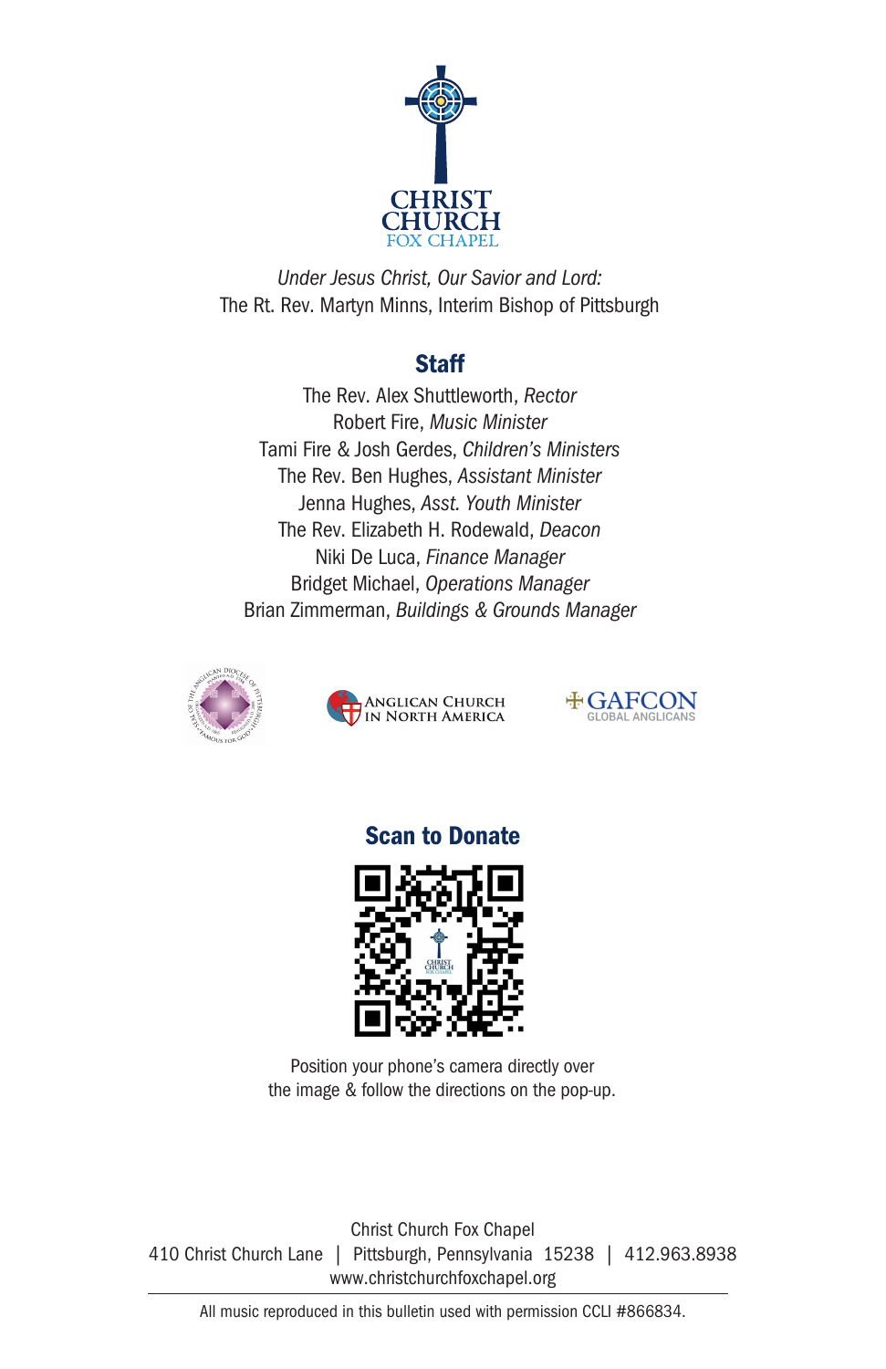CHRIST CHURCH
FOX CHAPEL

*Under Jesus Christ, Our Savior and Lord:*
The Rt. Rev. Martyn Minns, Interim Bishop of Pittsburgh

## Staff

The Rev. Alex Shuttleworth, *Rector*
Robert Fire, *Music Minister*
Tami Fire & Josh Gerdes, *Children's Ministers*
The Rev. Ben Hughes, *Assistant Minister*
Jenna Hughes, *Asst. Youth Minister*
The Rev. Elizabeth H. Rodewald, *Deacon*
Niki De Luca, *Finance Manager*
Bridget Michael, *Operations Manager*
Brian Zimmerman, *Buildings & Grounds Manager*

Anglican Church in North America

GAFCON
GLOBAL ANGLICANS

## Scan to Donate

Position your phone's camera directly over
the image & follow the directions on the pop-up.

Christ Church Fox Chapel
410 Christ Church Lane | Pittsburgh, Pennsylvania 15238 | 412.963.8938
www.christchurchfoxchapel.org

All music reproduced in this bulletin used with permission CCLI #866834.